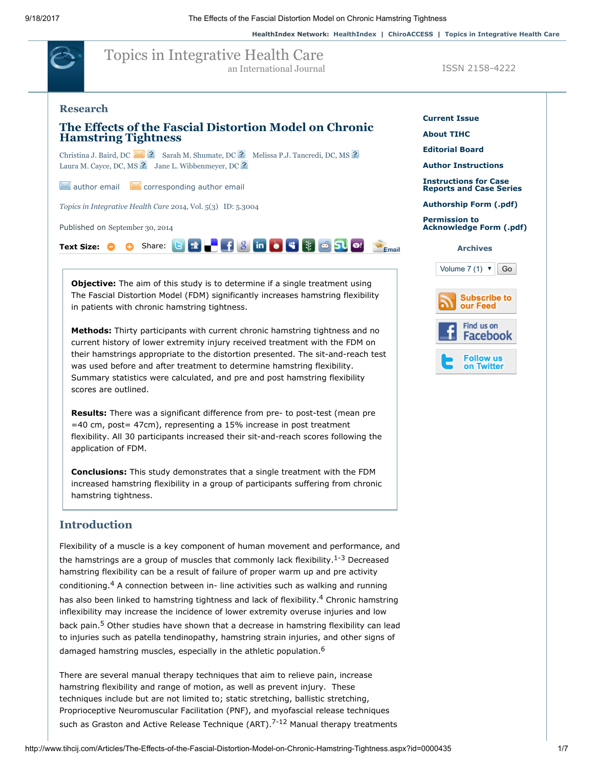# Topics in Integrative Health Care

an International Journal

ISSN 2158-4222

## Research

# The Effects of the Fascial Distortion Model on Chronic Hamstring Tightness

Christina J. Baird, DC   Sarah M. Shumate, DC   Melissa P.J. Tancredi, DC, MS   Laura M. Cayce, DC, MS   Jane L. Wibbenmeyer, DC

author email   corresponding author email

*Topics in Integrative Health Care* 2014, Vol. 5(3)   ID: 5.3004

Published on September 30, 2014

**Objective:** The aim of this study is to determine if a single treatment using The Fascial Distortion Model (FDM) significantly increases hamstring flexibility in patients with chronic hamstring tightness.

**Methods:** Thirty participants with current chronic hamstring tightness and no current history of lower extremity injury received treatment with the FDM on their hamstrings appropriate to the distortion presented. The sit-and-reach test was used before and after treatment to determine hamstring flexibility. Summary statistics were calculated, and pre and post hamstring flexibility scores are outlined.

**Results:** There was a significant difference from pre- to post-test (mean pre =40 cm, post= 47cm), representing a 15% increase in post treatment flexibility. All 30 participants increased their sit-and-reach scores following the application of FDM.

**Conclusions:** This study demonstrates that a single treatment with the FDM increased hamstring flexibility in a group of participants suffering from chronic hamstring tightness.

## Introduction

Flexibility of a muscle is a key component of human movement and performance, and the hamstrings are a group of muscles that commonly lack flexibility.[1-3] Decreased hamstring flexibility can be a result of failure of proper warm up and pre activity conditioning.[4] A connection between in- line activities such as walking and running has also been linked to hamstring tightness and lack of flexibility.[4] Chronic hamstring inflexibility may increase the incidence of lower extremity overuse injuries and low back pain.[5] Other studies have shown that a decrease in hamstring flexibility can lead to injuries such as patella tendinopathy, hamstring strain injuries, and other signs of damaged hamstring muscles, especially in the athletic population.[6]

There are several manual therapy techniques that aim to relieve pain, increase hamstring flexibility and range of motion, as well as prevent injury. These techniques include but are not limited to; static stretching, ballistic stretching, Proprioceptive Neuromuscular Facilitation (PNF), and myofascial release techniques such as Graston and Active Release Technique (ART).[7-12] Manual therapy treatments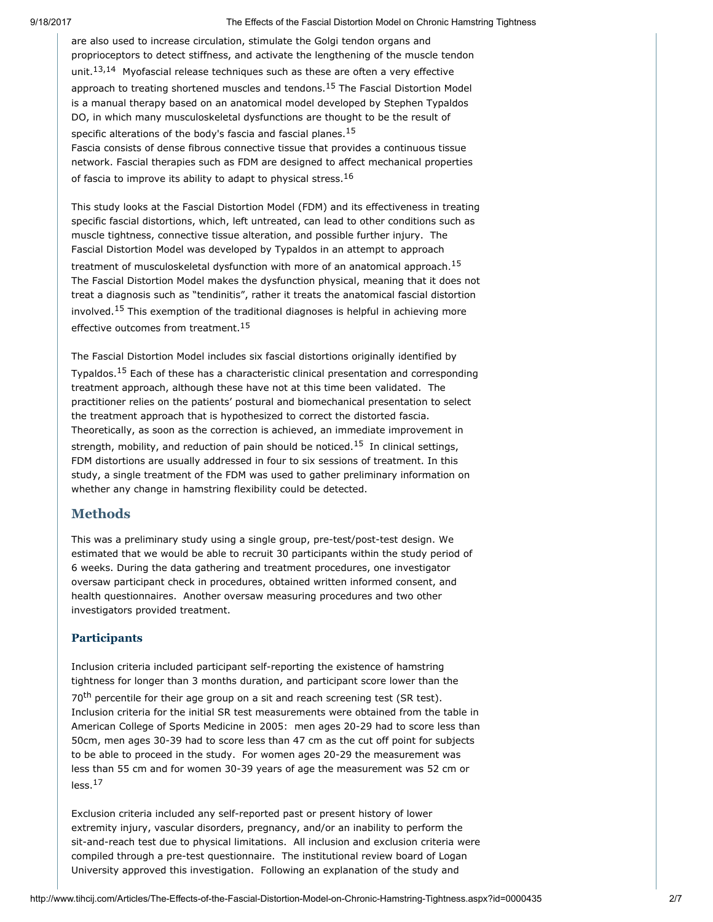are also used to increase circulation, stimulate the Golgi tendon organs and proprioceptors to detect stiffness, and activate the lengthening of the muscle tendon unit.[13,14] Myofascial release techniques such as these are often a very effective approach to treating shortened muscles and tendons.[15] The Fascial Distortion Model is a manual therapy based on an anatomical model developed by Stephen Typaldos DO, in which many musculoskeletal dysfunctions are thought to be the result of specific alterations of the body's fascia and fascial planes.[15]
Fascia consists of dense fibrous connective tissue that provides a continuous tissue network. Fascial therapies such as FDM are designed to affect mechanical properties of fascia to improve its ability to adapt to physical stress.[16]

This study looks at the Fascial Distortion Model (FDM) and its effectiveness in treating specific fascial distortions, which, left untreated, can lead to other conditions such as muscle tightness, connective tissue alteration, and possible further injury. The Fascial Distortion Model was developed by Typaldos in an attempt to approach treatment of musculoskeletal dysfunction with more of an anatomical approach.[15] The Fascial Distortion Model makes the dysfunction physical, meaning that it does not treat a diagnosis such as "tendinitis", rather it treats the anatomical fascial distortion involved.[15] This exemption of the traditional diagnoses is helpful in achieving more effective outcomes from treatment.[15]

The Fascial Distortion Model includes six fascial distortions originally identified by Typaldos.[15] Each of these has a characteristic clinical presentation and corresponding treatment approach, although these have not at this time been validated. The practitioner relies on the patients' postural and biomechanical presentation to select the treatment approach that is hypothesized to correct the distorted fascia. Theoretically, as soon as the correction is achieved, an immediate improvement in strength, mobility, and reduction of pain should be noticed.[15] In clinical settings, FDM distortions are usually addressed in four to six sessions of treatment. In this study, a single treatment of the FDM was used to gather preliminary information on whether any change in hamstring flexibility could be detected.

## Methods

This was a preliminary study using a single group, pre-test/post-test design. We estimated that we would be able to recruit 30 participants within the study period of 6 weeks. During the data gathering and treatment procedures, one investigator oversaw participant check in procedures, obtained written informed consent, and health questionnaires. Another oversaw measuring procedures and two other investigators provided treatment.

### Participants

Inclusion criteria included participant self-reporting the existence of hamstring tightness for longer than 3 months duration, and participant score lower than the 70th percentile for their age group on a sit and reach screening test (SR test). Inclusion criteria for the initial SR test measurements were obtained from the table in American College of Sports Medicine in 2005: men ages 20-29 had to score less than 50cm, men ages 30-39 had to score less than 47 cm as the cut off point for subjects to be able to proceed in the study. For women ages 20-29 the measurement was less than 55 cm and for women 30-39 years of age the measurement was 52 cm or less.[17]

Exclusion criteria included any self-reported past or present history of lower extremity injury, vascular disorders, pregnancy, and/or an inability to perform the sit-and-reach test due to physical limitations. All inclusion and exclusion criteria were compiled through a pre-test questionnaire. The institutional review board of Logan University approved this investigation. Following an explanation of the study and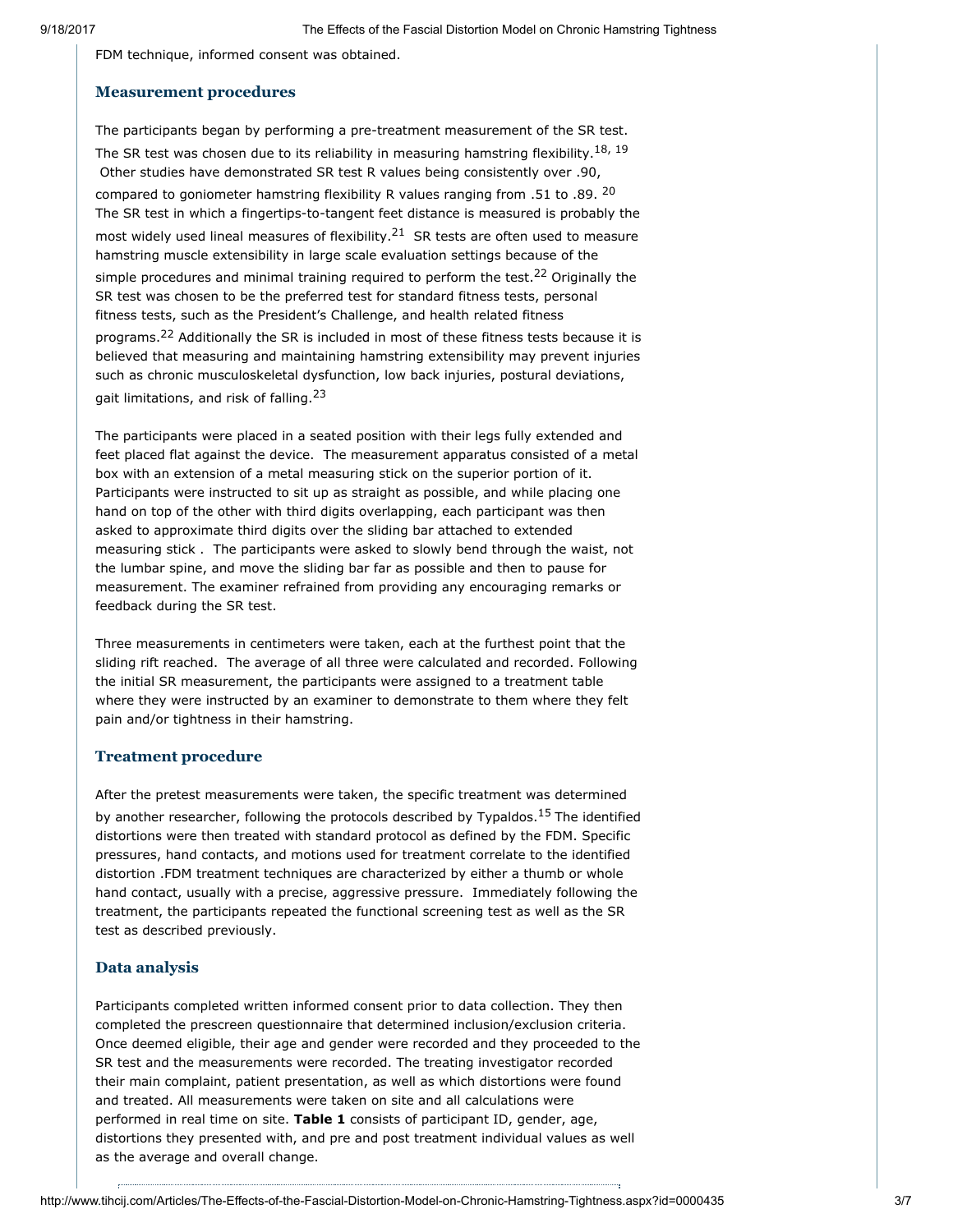FDM technique, informed consent was obtained.

### Measurement procedures

The participants began by performing a pre-treatment measurement of the SR test. The SR test was chosen due to its reliability in measuring hamstring flexibility.[18, 19] Other studies have demonstrated SR test R values being consistently over .90, compared to goniometer hamstring flexibility R values ranging from .51 to .89. [20] The SR test in which a fingertips-to-tangent feet distance is measured is probably the most widely used lineal measures of flexibility.[21] SR tests are often used to measure hamstring muscle extensibility in large scale evaluation settings because of the simple procedures and minimal training required to perform the test.[22] Originally the SR test was chosen to be the preferred test for standard fitness tests, personal fitness tests, such as the President's Challenge, and health related fitness programs.[22] Additionally the SR is included in most of these fitness tests because it is believed that measuring and maintaining hamstring extensibility may prevent injuries such as chronic musculoskeletal dysfunction, low back injuries, postural deviations, gait limitations, and risk of falling.[23]

The participants were placed in a seated position with their legs fully extended and feet placed flat against the device. The measurement apparatus consisted of a metal box with an extension of a metal measuring stick on the superior portion of it. Participants were instructed to sit up as straight as possible, and while placing one hand on top of the other with third digits overlapping, each participant was then asked to approximate third digits over the sliding bar attached to extended measuring stick . The participants were asked to slowly bend through the waist, not the lumbar spine, and move the sliding bar far as possible and then to pause for measurement. The examiner refrained from providing any encouraging remarks or feedback during the SR test.

Three measurements in centimeters were taken, each at the furthest point that the sliding rift reached. The average of all three were calculated and recorded. Following the initial SR measurement, the participants were assigned to a treatment table where they were instructed by an examiner to demonstrate to them where they felt pain and/or tightness in their hamstring.

### Treatment procedure

After the pretest measurements were taken, the specific treatment was determined by another researcher, following the protocols described by Typaldos.[15] The identified distortions were then treated with standard protocol as defined by the FDM. Specific pressures, hand contacts, and motions used for treatment correlate to the identified distortion .FDM treatment techniques are characterized by either a thumb or whole hand contact, usually with a precise, aggressive pressure. Immediately following the treatment, the participants repeated the functional screening test as well as the SR test as described previously.

### Data analysis

Participants completed written informed consent prior to data collection. They then completed the prescreen questionnaire that determined inclusion/exclusion criteria. Once deemed eligible, their age and gender were recorded and they proceeded to the SR test and the measurements were recorded. The treating investigator recorded their main complaint, patient presentation, as well as which distortions were found and treated. All measurements were taken on site and all calculations were performed in real time on site. **Table 1** consists of participant ID, gender, age, distortions they presented with, and pre and post treatment individual values as well as the average and overall change.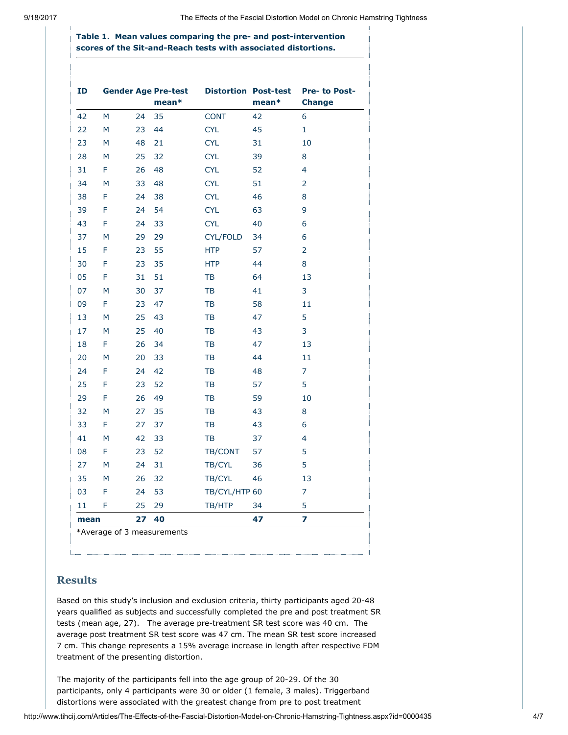**Table 1. Mean values comparing the pre- and post-intervention scores of the Sit-and-Reach tests with associated distortions.**

| ID | Gender | Age | Pre-test mean* | Distortion | Post-test mean* | Pre- to Post-Change |
|---|---|---|---|---|---|---|
| 42 | M | 24 | 35 | CONT | 42 | 6 |
| 22 | M | 23 | 44 | CYL | 45 | 1 |
| 23 | M | 48 | 21 | CYL | 31 | 10 |
| 28 | M | 25 | 32 | CYL | 39 | 8 |
| 31 | F | 26 | 48 | CYL | 52 | 4 |
| 34 | M | 33 | 48 | CYL | 51 | 2 |
| 38 | F | 24 | 38 | CYL | 46 | 8 |
| 39 | F | 24 | 54 | CYL | 63 | 9 |
| 43 | F | 24 | 33 | CYL | 40 | 6 |
| 37 | M | 29 | 29 | CYL/FOLD | 34 | 6 |
| 15 | F | 23 | 55 | HTP | 57 | 2 |
| 30 | F | 23 | 35 | HTP | 44 | 8 |
| 05 | F | 31 | 51 | TB | 64 | 13 |
| 07 | M | 30 | 37 | TB | 41 | 3 |
| 09 | F | 23 | 47 | TB | 58 | 11 |
| 13 | M | 25 | 43 | TB | 47 | 5 |
| 17 | M | 25 | 40 | TB | 43 | 3 |
| 18 | F | 26 | 34 | TB | 47 | 13 |
| 20 | M | 20 | 33 | TB | 44 | 11 |
| 24 | F | 24 | 42 | TB | 48 | 7 |
| 25 | F | 23 | 52 | TB | 57 | 5 |
| 29 | F | 26 | 49 | TB | 59 | 10 |
| 32 | M | 27 | 35 | TB | 43 | 8 |
| 33 | F | 27 | 37 | TB | 43 | 6 |
| 41 | M | 42 | 33 | TB | 37 | 4 |
| 08 | F | 23 | 52 | TB/CONT | 57 | 5 |
| 27 | M | 24 | 31 | TB/CYL | 36 | 5 |
| 35 | M | 26 | 32 | TB/CYL | 46 | 13 |
| 03 | F | 24 | 53 | TB/CYL/HTP | 60 | 7 |
| 11 | F | 25 | 29 | TB/HTP | 34 | 5 |
| **mean** | | **27** | **40** | | **47** | **7** |

*Average of 3 measurements

## Results

Based on this study's inclusion and exclusion criteria, thirty participants aged 20-48 years qualified as subjects and successfully completed the pre and post treatment SR tests (mean age, 27). The average pre-treatment SR test score was 40 cm. The average post treatment SR test score was 47 cm. The mean SR test score increased 7 cm. This change represents a 15% average increase in length after respective FDM treatment of the presenting distortion.

The majority of the participants fell into the age group of 20-29. Of the 30 participants, only 4 participants were 30 or older (1 female, 3 males). Triggerband distortions were associated with the greatest change from pre to post treatment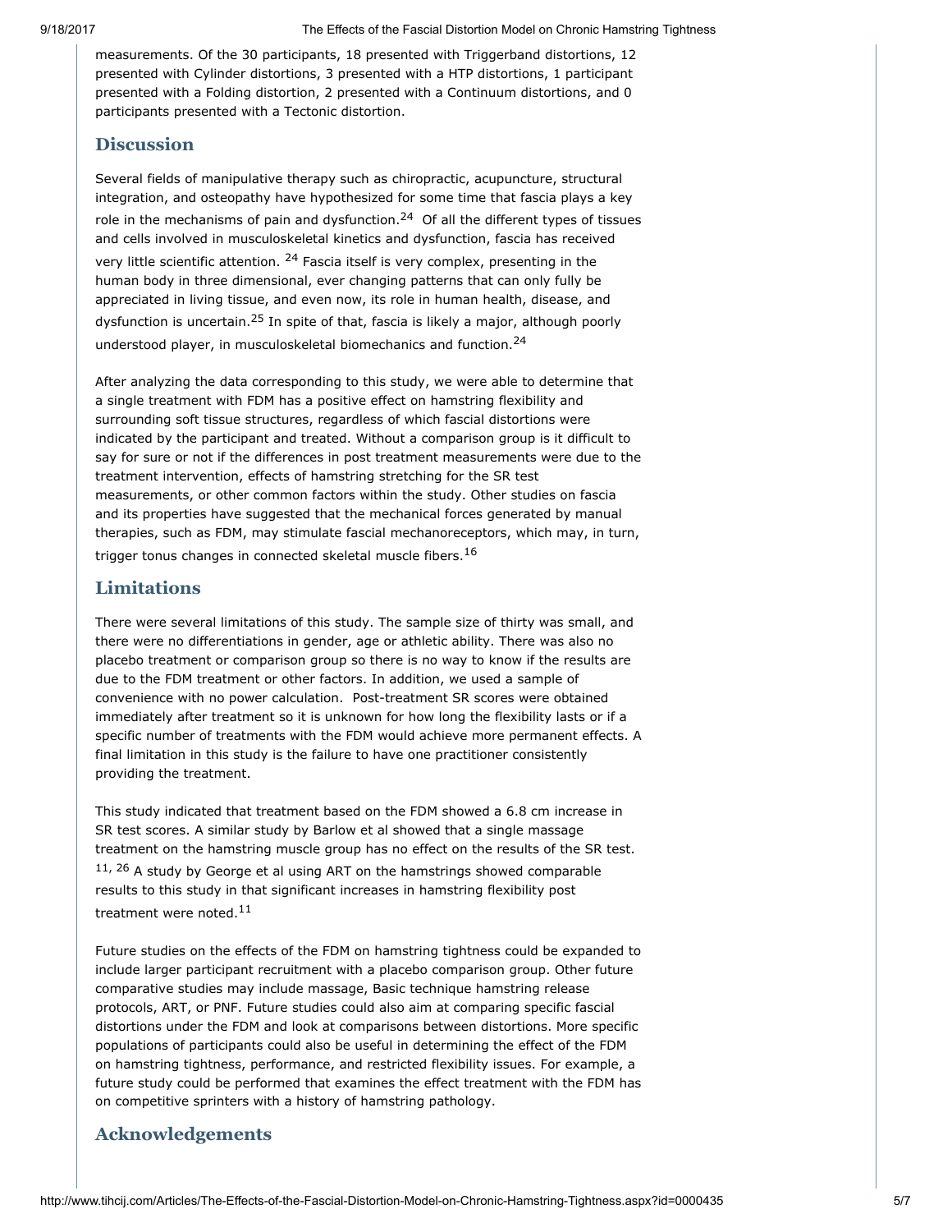measurements. Of the 30 participants, 18 presented with Triggerband distortions, 12 presented with Cylinder distortions, 3 presented with a HTP distortions, 1 participant presented with a Folding distortion, 2 presented with a Continuum distortions, and 0 participants presented with a Tectonic distortion.

## Discussion

Several fields of manipulative therapy such as chiropractic, acupuncture, structural integration, and osteopathy have hypothesized for some time that fascia plays a key role in the mechanisms of pain and dysfunction.[24] Of all the different types of tissues and cells involved in musculoskeletal kinetics and dysfunction, fascia has received very little scientific attention. [24] Fascia itself is very complex, presenting in the human body in three dimensional, ever changing patterns that can only fully be appreciated in living tissue, and even now, its role in human health, disease, and dysfunction is uncertain.[25] In spite of that, fascia is likely a major, although poorly understood player, in musculoskeletal biomechanics and function.[24]

After analyzing the data corresponding to this study, we were able to determine that a single treatment with FDM has a positive effect on hamstring flexibility and surrounding soft tissue structures, regardless of which fascial distortions were indicated by the participant and treated. Without a comparison group is it difficult to say for sure or not if the differences in post treatment measurements were due to the treatment intervention, effects of hamstring stretching for the SR test measurements, or other common factors within the study. Other studies on fascia and its properties have suggested that the mechanical forces generated by manual therapies, such as FDM, may stimulate fascial mechanoreceptors, which may, in turn, trigger tonus changes in connected skeletal muscle fibers.[16]

## Limitations

There were several limitations of this study. The sample size of thirty was small, and there were no differentiations in gender, age or athletic ability. There was also no placebo treatment or comparison group so there is no way to know if the results are due to the FDM treatment or other factors. In addition, we used a sample of convenience with no power calculation. Post-treatment SR scores were obtained immediately after treatment so it is unknown for how long the flexibility lasts or if a specific number of treatments with the FDM would achieve more permanent effects. A final limitation in this study is the failure to have one practitioner consistently providing the treatment.

This study indicated that treatment based on the FDM showed a 6.8 cm increase in SR test scores. A similar study by Barlow et al showed that a single massage treatment on the hamstring muscle group has no effect on the results of the SR test. [11, 26] A study by George et al using ART on the hamstrings showed comparable results to this study in that significant increases in hamstring flexibility post treatment were noted.[11]

Future studies on the effects of the FDM on hamstring tightness could be expanded to include larger participant recruitment with a placebo comparison group. Other future comparative studies may include massage, Basic technique hamstring release protocols, ART, or PNF. Future studies could also aim at comparing specific fascial distortions under the FDM and look at comparisons between distortions. More specific populations of participants could also be useful in determining the effect of the FDM on hamstring tightness, performance, and restricted flexibility issues. For example, a future study could be performed that examines the effect treatment with the FDM has on competitive sprinters with a history of hamstring pathology.

## Acknowledgements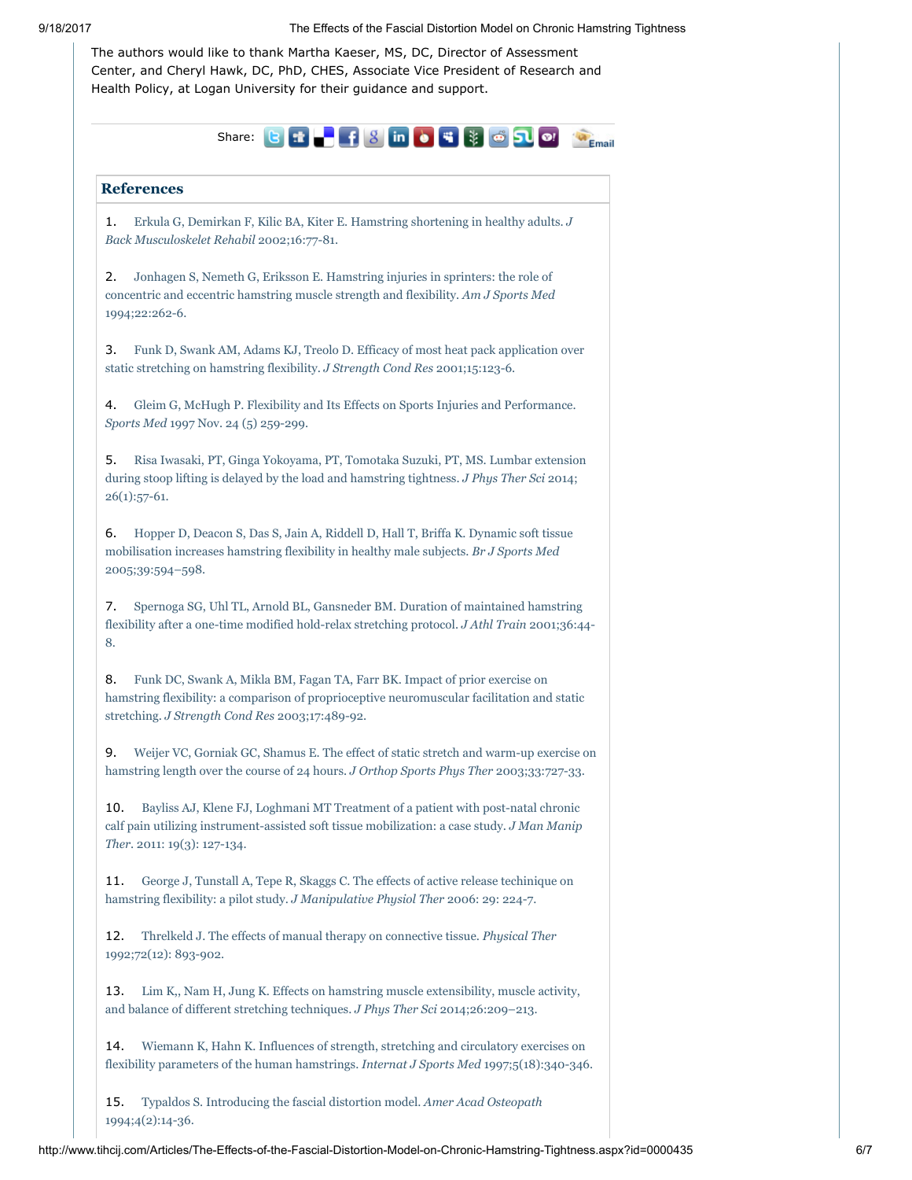The authors would like to thank Martha Kaeser, MS, DC, Director of Assessment Center, and Cheryl Hawk, DC, PhD, CHES, Associate Vice President of Research and Health Policy, at Logan University for their guidance and support.

Share: Email

## References

1. Erkula G, Demirkan F, Kilic BA, Kiter E. Hamstring shortening in healthy adults. *J Back Musculoskelet Rehabil* 2002;16:77-81.

2. Jonhagen S, Nemeth G, Eriksson E. Hamstring injuries in sprinters: the role of concentric and eccentric hamstring muscle strength and flexibility. *Am J Sports Med* 1994;22:262-6.

3. Funk D, Swank AM, Adams KJ, Treolo D. Efficacy of most heat pack application over static stretching on hamstring flexibility. *J Strength Cond Res* 2001;15:123-6.

4. Gleim G, McHugh P. Flexibility and Its Effects on Sports Injuries and Performance. *Sports Med* 1997 Nov. 24 (5) 259-299.

5. Risa Iwasaki, PT, Ginga Yokoyama, PT, Tomotaka Suzuki, PT, MS. Lumbar extension during stoop lifting is delayed by the load and hamstring tightness. *J Phys Ther Sci* 2014; 26(1):57-61.

6. Hopper D, Deacon S, Das S, Jain A, Riddell D, Hall T, Briffa K. Dynamic soft tissue mobilisation increases hamstring flexibility in healthy male subjects. *Br J Sports Med* 2005;39:594–598.

7. Spernoga SG, Uhl TL, Arnold BL, Gansneder BM. Duration of maintained hamstring flexibility after a one-time modified hold-relax stretching protocol. *J Athl Train* 2001;36:44-8.

8. Funk DC, Swank A, Mikla BM, Fagan TA, Farr BK. Impact of prior exercise on hamstring flexibility: a comparison of proprioceptive neuromuscular facilitation and static stretching. *J Strength Cond Res* 2003;17:489-92.

9. Weijer VC, Gorniak GC, Shamus E. The effect of static stretch and warm-up exercise on hamstring length over the course of 24 hours. *J Orthop Sports Phys Ther* 2003;33:727-33.

10. Bayliss AJ, Klene FJ, Loghmani MT Treatment of a patient with post-natal chronic calf pain utilizing instrument-assisted soft tissue mobilization: a case study. *J Man Manip Ther*. 2011: 19(3): 127-134.

11. George J, Tunstall A, Tepe R, Skaggs C. The effects of active release techinique on hamstring flexibility: a pilot study. *J Manipulative Physiol Ther* 2006: 29: 224-7.

12. Threlkeld J. The effects of manual therapy on connective tissue. *Physical Ther* 1992;72(12): 893-902.

13. Lim K,, Nam H, Jung K. Effects on hamstring muscle extensibility, muscle activity, and balance of different stretching techniques. *J Phys Ther Sci* 2014;26:209–213.

14. Wiemann K, Hahn K. Influences of strength, stretching and circulatory exercises on flexibility parameters of the human hamstrings. *Internat J Sports Med* 1997;5(18):340-346.

15. Typaldos S. Introducing the fascial distortion model. *Amer Acad Osteopath* 1994;4(2):14-36.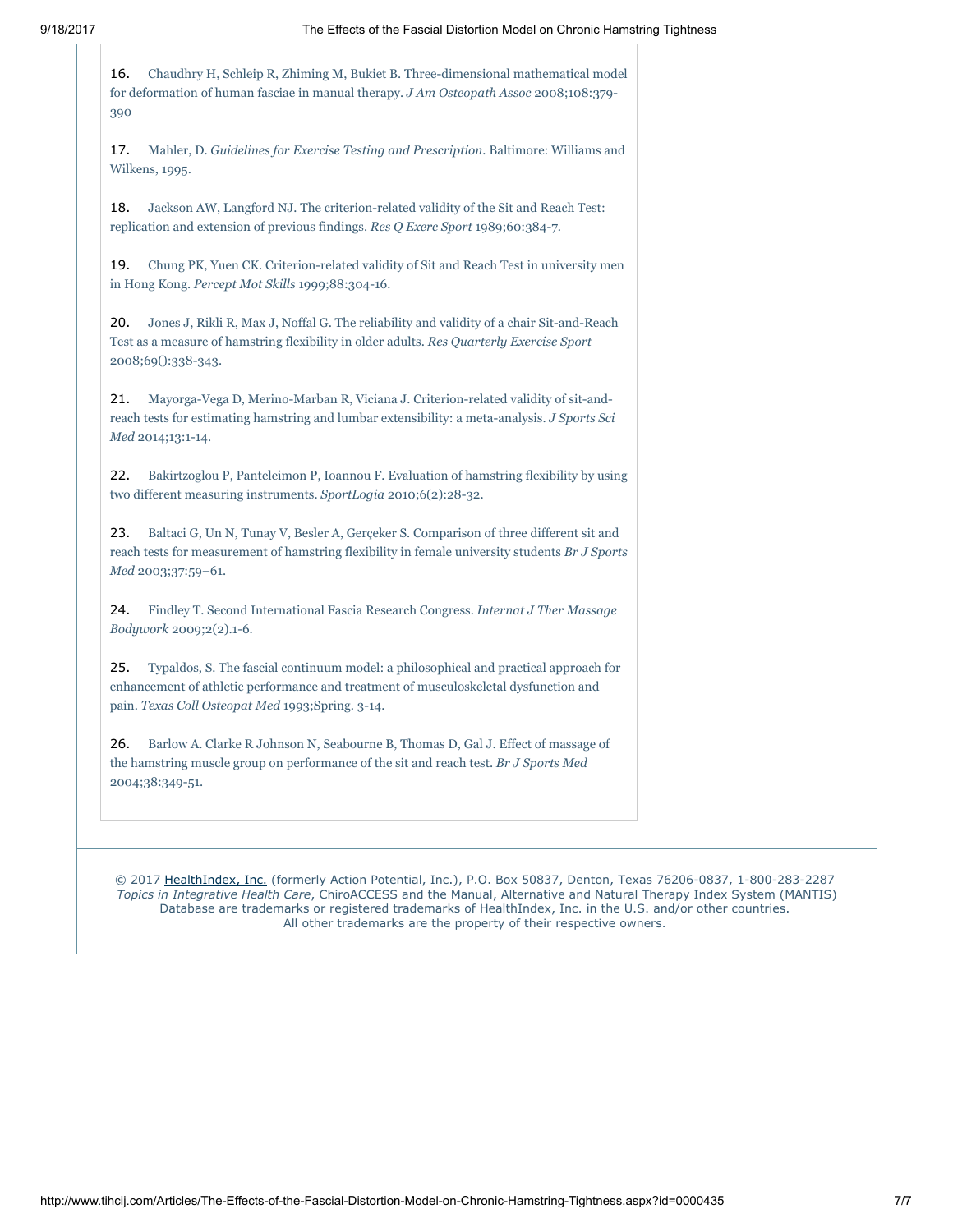16. Chaudhry H, Schleip R, Zhiming M, Bukiet B. Three-dimensional mathematical model for deformation of human fasciae in manual therapy. *J Am Osteopath Assoc* 2008;108:379-390

17. Mahler, D. *Guidelines for Exercise Testing and Prescription.* Baltimore: Williams and Wilkens, 1995.

18. Jackson AW, Langford NJ. The criterion-related validity of the Sit and Reach Test: replication and extension of previous findings. *Res Q Exerc Sport* 1989;60:384-7.

19. Chung PK, Yuen CK. Criterion-related validity of Sit and Reach Test in university men in Hong Kong. *Percept Mot Skills* 1999;88:304-16.

20. Jones J, Rikli R, Max J, Noffal G. The reliability and validity of a chair Sit-and-Reach Test as a measure of hamstring flexibility in older adults. *Res Quarterly Exercise Sport* 2008;69():338-343.

21. Mayorga-Vega D, Merino-Marban R, Viciana J. Criterion-related validity of sit-and-reach tests for estimating hamstring and lumbar extensibility: a meta-analysis. *J Sports Sci Med* 2014;13:1-14.

22. Bakirtzoglou P, Panteleimon P, Ioannou F. Evaluation of hamstring flexibility by using two different measuring instruments. *SportLogia* 2010;6(2):28-32.

23. Baltaci G, Un N, Tunay V, Besler A, Gerçeker S. Comparison of three different sit and reach tests for measurement of hamstring flexibility in female university students *Br J Sports Med* 2003;37:59–61.

24. Findley T. Second International Fascia Research Congress. *Internat J Ther Massage Bodywork* 2009;2(2).1-6.

25. Typaldos, S. The fascial continuum model: a philosophical and practical approach for enhancement of athletic performance and treatment of musculoskeletal dysfunction and pain. *Texas Coll Osteopat Med* 1993;Spring. 3-14.

26. Barlow A. Clarke R Johnson N, Seabourne B, Thomas D, Gal J. Effect of massage of the hamstring muscle group on performance of the sit and reach test. *Br J Sports Med* 2004;38:349-51.

© 2017 HealthIndex, Inc. (formerly Action Potential, Inc.), P.O. Box 50837, Denton, Texas 76206-0837, 1-800-283-2287
*Topics in Integrative Health Care*, ChiroACCESS and the Manual, Alternative and Natural Therapy Index System (MANTIS) Database are trademarks or registered trademarks of HealthIndex, Inc. in the U.S. and/or other countries.
All other trademarks are the property of their respective owners.